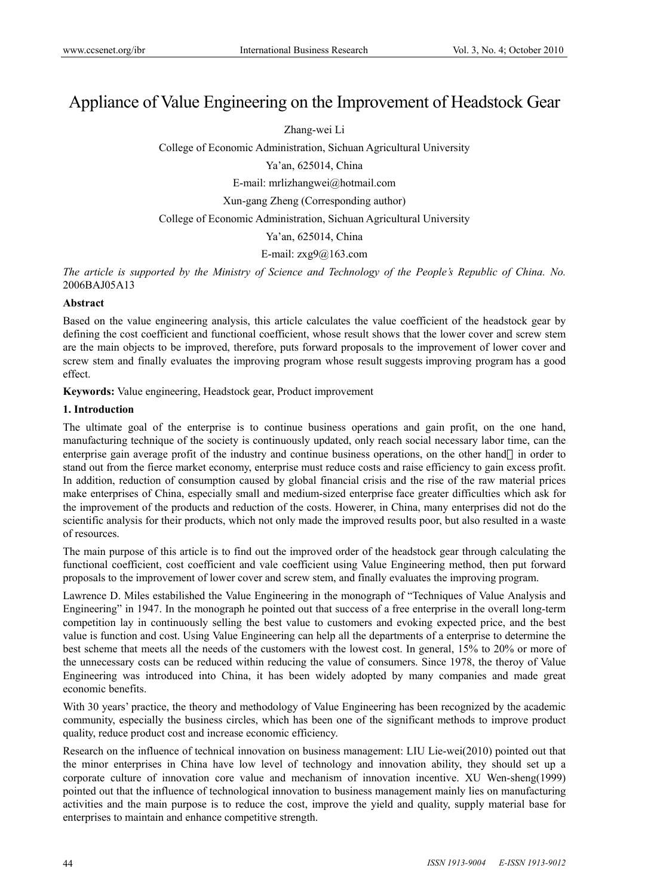# Appliance of Value Engineering on the Improvement of Headstock Gear

Zhang-wei Li

College of Economic Administration, Sichuan Agricultural University

Ya'an, 625014, China

E-mail: mrlizhangwei@hotmail.com

Xun-gang Zheng (Corresponding author)

College of Economic Administration, Sichuan Agricultural University

Ya'an, 625014, China

E-mail: zxg9@163.com

*The article is supported by the Ministry of Science and Technology of the People's Republic of China. No.* 2006BAJ05A13

**Abstract**

Based on the value engineering analysis, this article calculates the value coefficient of the headstock gear by defining the cost coefficient and functional coefficient, whose result shows that the lower cover and screw stem are the main objects to be improved, therefore, puts forward proposals to the improvement of lower cover and screw stem and finally evaluates the improving program whose result suggests improving program has a good effect.

**Keywords:** Value engineering, Headstock gear, Product improvement

## 1. Introduction

The ultimate goal of the enterprise is to continue business operations and gain profit, on the one hand, manufacturing technique of the society is continuously updated, only reach social necessary labor time, can the enterprise gain average profit of the industry and continue business operations, on the other hand， in order to stand out from the fierce market economy, enterprise must reduce costs and raise efficiency to gain excess profit. In addition, reduction of consumption caused by global financial crisis and the rise of the raw material prices make enterprises of China, especially small and medium-sized enterprise face greater difficulties which ask for the improvement of the products and reduction of the costs. Howerer, in China, many enterprises did not do the scientific analysis for their products, which not only made the improved results poor, but also resulted in a waste of resources.

The main purpose of this article is to find out the improved order of the headstock gear through calculating the functional coefficient, cost coefficient and vale coefficient using Value Engineering method, then put forward proposals to the improvement of lower cover and screw stem, and finally evaluates the improving program.

Lawrence D. Miles estabilished the Value Engineering in the monograph of "Techniques of Value Analysis and Engineering" in 1947. In the monograph he pointed out that success of a free enterprise in the overall long-term competition lay in continuously selling the best value to customers and evoking expected price, and the best value is function and cost. Using Value Engineering can help all the departments of a enterprise to determine the best scheme that meets all the needs of the customers with the lowest cost. In general, 15% to 20% or more of the unnecessary costs can be reduced within reducing the value of consumers. Since 1978, the theroy of Value Engineering was introduced into China, it has been widely adopted by many companies and made great economic benefits.

With 30 years' practice, the theory and methodology of Value Engineering has been recognized by the academic community, especially the business circles, which has been one of the significant methods to improve product quality, reduce product cost and increase economic efficiency.

Research on the influence of technical innovation on business management: LIU Lie-wei(2010) pointed out that the minor enterprises in China have low level of technology and innovation ability, they should set up a corporate culture of innovation core value and mechanism of innovation incentive. XU Wen-sheng(1999) pointed out that the influence of technological innovation to business management mainly lies on manufacturing activities and the main purpose is to reduce the cost, improve the yield and quality, supply material base for enterprises to maintain and enhance competitive strength.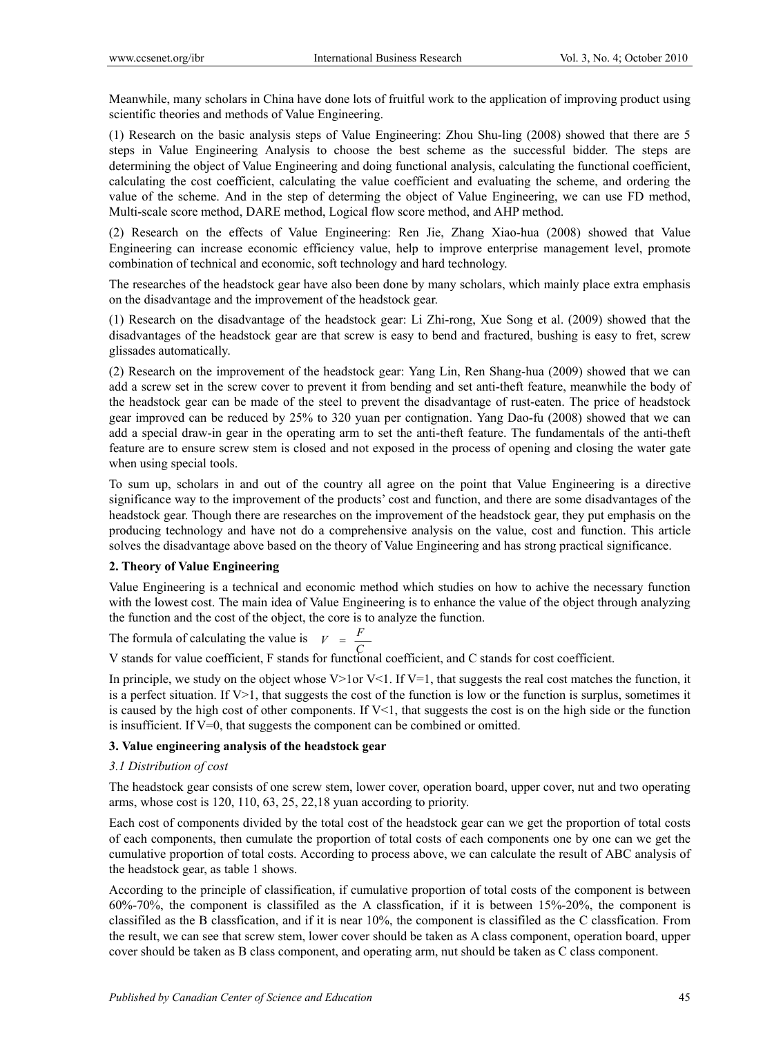Meanwhile, many scholars in China have done lots of fruitful work to the application of improving product using scientific theories and methods of Value Engineering.

(1) Research on the basic analysis steps of Value Engineering: Zhou Shu-ling (2008) showed that there are 5 steps in Value Engineering Analysis to choose the best scheme as the successful bidder. The steps are determining the object of Value Engineering and doing functional analysis, calculating the functional coefficient, calculating the cost coefficient, calculating the value coefficient and evaluating the scheme, and ordering the value of the scheme. And in the step of determing the object of Value Engineering, we can use FD method, Multi-scale score method, DARE method, Logical flow score method, and AHP method.

(2) Research on the effects of Value Engineering: Ren Jie, Zhang Xiao-hua (2008) showed that Value Engineering can increase economic efficiency value, help to improve enterprise management level, promote combination of technical and economic, soft technology and hard technology.

The researches of the headstock gear have also been done by many scholars, which mainly place extra emphasis on the disadvantage and the improvement of the headstock gear.

(1) Research on the disadvantage of the headstock gear: Li Zhi-rong, Xue Song et al. (2009) showed that the disadvantages of the headstock gear are that screw is easy to bend and fractured, bushing is easy to fret, screw glissades automatically.

(2) Research on the improvement of the headstock gear: Yang Lin, Ren Shang-hua (2009) showed that we can add a screw set in the screw cover to prevent it from bending and set anti-theft feature, meanwhile the body of the headstock gear can be made of the steel to prevent the disadvantage of rust-eaten. The price of headstock gear improved can be reduced by 25% to 320 yuan per contignation. Yang Dao-fu (2008) showed that we can add a special draw-in gear in the operating arm to set the anti-theft feature. The fundamentals of the anti-theft feature are to ensure screw stem is closed and not exposed in the process of opening and closing the water gate when using special tools.

To sum up, scholars in and out of the country all agree on the point that Value Engineering is a directive significance way to the improvement of the products' cost and function, and there are some disadvantages of the headstock gear. Though there are researches on the improvement of the headstock gear, they put emphasis on the producing technology and have not do a comprehensive analysis on the value, cost and function. This article solves the disadvantage above based on the theory of Value Engineering and has strong practical significance.

## 2. Theory of Value Engineering

Value Engineering is a technical and economic method which studies on how to achive the necessary function with the lowest cost. The main idea of Value Engineering is to enhance the value of the object through analyzing the function and the cost of the object, the core is to analyze the function.

The formula of calculating the value is $V = \frac{F}{C}$

V stands for value coefficient, F stands for functional coefficient, and C stands for cost coefficient.

In principle, we study on the object whose V>1or V<1. If V=1, that suggests the real cost matches the function, it is a perfect situation. If V>1, that suggests the cost of the function is low or the function is surplus, sometimes it is caused by the high cost of other components. If V<1, that suggests the cost is on the high side or the function is insufficient. If V=0, that suggests the component can be combined or omitted.

## 3. Value engineering analysis of the headstock gear

### *3.1 Distribution of cost*

The headstock gear consists of one screw stem, lower cover, operation board, upper cover, nut and two operating arms, whose cost is 120, 110, 63, 25, 22,18 yuan according to priority.

Each cost of components divided by the total cost of the headstock gear can we get the proportion of total costs of each components, then cumulate the proportion of total costs of each components one by one can we get the cumulative proportion of total costs. According to process above, we can calculate the result of ABC analysis of the headstock gear, as table 1 shows.

According to the principle of classification, if cumulative proportion of total costs of the component is between 60%-70%, the component is classifiled as the A classfication, if it is between 15%-20%, the component is classifiled as the B classfication, and if it is near 10%, the component is classifiled as the C classfication. From the result, we can see that screw stem, lower cover should be taken as A class component, operation board, upper cover should be taken as B class component, and operating arm, nut should be taken as C class component.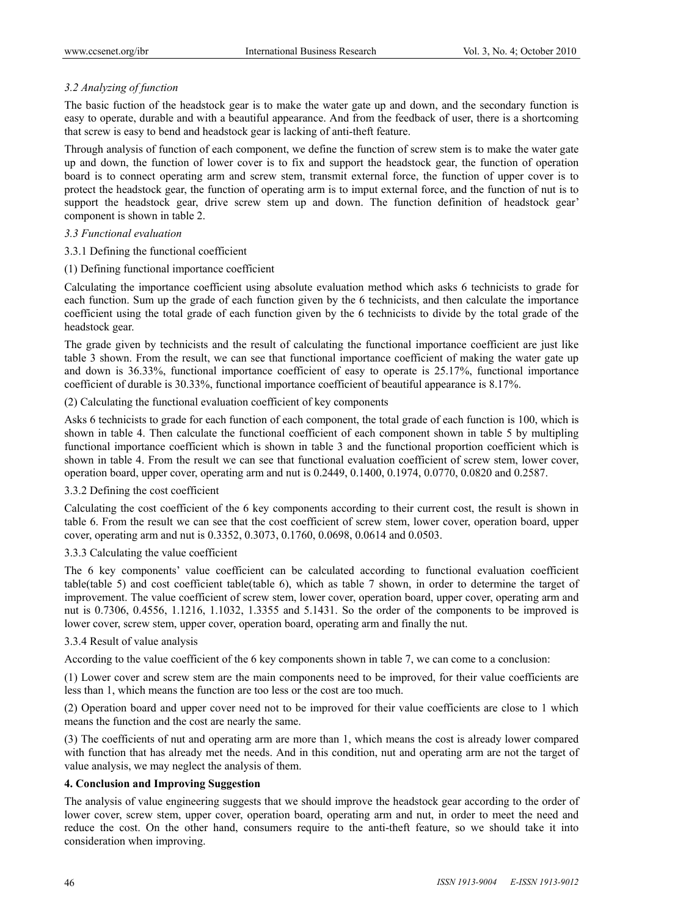### *3.2 Analyzing of function*

The basic fuction of the headstock gear is to make the water gate up and down, and the secondary function is easy to operate, durable and with a beautiful appearance. And from the feedback of user, there is a shortcoming that screw is easy to bend and headstock gear is lacking of anti-theft feature.

Through analysis of function of each component, we define the function of screw stem is to make the water gate up and down, the function of lower cover is to fix and support the headstock gear, the function of operation board is to connect operating arm and screw stem, transmit external force, the function of upper cover is to protect the headstock gear, the function of operating arm is to imput external force, and the function of nut is to support the headstock gear, drive screw stem up and down. The function definition of headstock gear' component is shown in table 2.

### *3.3 Functional evaluation*

#### 3.3.1 Defining the functional coefficient

(1) Defining functional importance coefficient

Calculating the importance coefficient using absolute evaluation method which asks 6 technicists to grade for each function. Sum up the grade of each function given by the 6 technicists, and then calculate the importance coefficient using the total grade of each function given by the 6 technicists to divide by the total grade of the headstock gear.

The grade given by technicists and the result of calculating the functional importance coefficient are just like table 3 shown. From the result, we can see that functional importance coefficient of making the water gate up and down is 36.33%, functional importance coefficient of easy to operate is 25.17%, functional importance coefficient of durable is 30.33%, functional importance coefficient of beautiful appearance is 8.17%.

(2) Calculating the functional evaluation coefficient of key components

Asks 6 technicists to grade for each function of each component, the total grade of each function is 100, which is shown in table 4. Then calculate the functional coefficient of each component shown in table 5 by multipling functional importance coefficient which is shown in table 3 and the functional proportion coefficient which is shown in table 4. From the result we can see that functional evaluation coefficient of screw stem, lower cover, operation board, upper cover, operating arm and nut is 0.2449, 0.1400, 0.1974, 0.0770, 0.0820 and 0.2587.

#### 3.3.2 Defining the cost coefficient

Calculating the cost coefficient of the 6 key components according to their current cost, the result is shown in table 6. From the result we can see that the cost coefficient of screw stem, lower cover, operation board, upper cover, operating arm and nut is 0.3352, 0.3073, 0.1760, 0.0698, 0.0614 and 0.0503.

#### 3.3.3 Calculating the value coefficient

The 6 key components' value coefficient can be calculated according to functional evaluation coefficient table(table 5) and cost coefficient table(table 6), which as table 7 shown, in order to determine the target of improvement. The value coefficient of screw stem, lower cover, operation board, upper cover, operating arm and nut is 0.7306, 0.4556, 1.1216, 1.1032, 1.3355 and 5.1431. So the order of the components to be improved is lower cover, screw stem, upper cover, operation board, operating arm and finally the nut.

#### 3.3.4 Result of value analysis

According to the value coefficient of the 6 key components shown in table 7, we can come to a conclusion:

(1) Lower cover and screw stem are the main components need to be improved, for their value coefficients are less than 1, which means the function are too less or the cost are too much.

(2) Operation board and upper cover need not to be improved for their value coefficients are close to 1 which means the function and the cost are nearly the same.

(3) The coefficients of nut and operating arm are more than 1, which means the cost is already lower compared with function that has already met the needs. And in this condition, nut and operating arm are not the target of value analysis, we may neglect the analysis of them.

## 4. Conclusion and Improving Suggestion

The analysis of value engineering suggests that we should improve the headstock gear according to the order of lower cover, screw stem, upper cover, operation board, operating arm and nut, in order to meet the need and reduce the cost. On the other hand, consumers require to the anti-theft feature, so we should take it into consideration when improving.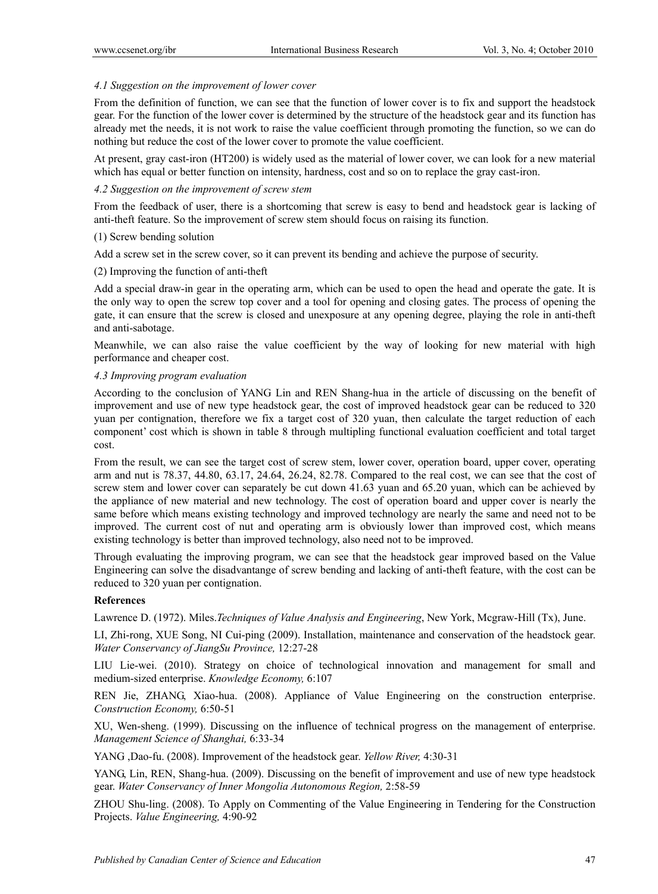#### *4.1 Suggestion on the improvement of lower cover*

From the definition of function, we can see that the function of lower cover is to fix and support the headstock gear. For the function of the lower cover is determined by the structure of the headstock gear and its function has already met the needs, it is not work to raise the value coefficient through promoting the function, so we can do nothing but reduce the cost of the lower cover to promote the value coefficient.

At present, gray cast-iron (HT200) is widely used as the material of lower cover, we can look for a new material which has equal or better function on intensity, hardness, cost and so on to replace the gray cast-iron.

#### *4.2 Suggestion on the improvement of screw stem*

From the feedback of user, there is a shortcoming that screw is easy to bend and headstock gear is lacking of anti-theft feature. So the improvement of screw stem should focus on raising its function.

(1) Screw bending solution

Add a screw set in the screw cover, so it can prevent its bending and achieve the purpose of security.

(2) Improving the function of anti-theft

Add a special draw-in gear in the operating arm, which can be used to open the head and operate the gate. It is the only way to open the screw top cover and a tool for opening and closing gates. The process of opening the gate, it can ensure that the screw is closed and unexposure at any opening degree, playing the role in anti-theft and anti-sabotage.

Meanwhile, we can also raise the value coefficient by the way of looking for new material with high performance and cheaper cost.

#### *4.3 Improving program evaluation*

According to the conclusion of YANG Lin and REN Shang-hua in the article of discussing on the benefit of improvement and use of new type headstock gear, the cost of improved headstock gear can be reduced to 320 yuan per contignation, therefore we fix a target cost of 320 yuan, then calculate the target reduction of each component' cost which is shown in table 8 through multipling functional evaluation coefficient and total target cost.

From the result, we can see the target cost of screw stem, lower cover, operation board, upper cover, operating arm and nut is 78.37, 44.80, 63.17, 24.64, 26.24, 82.78. Compared to the real cost, we can see that the cost of screw stem and lower cover can separately be cut down 41.63 yuan and 65.20 yuan, which can be achieved by the appliance of new material and new technology. The cost of operation board and upper cover is nearly the same before which means existing technology and improved technology are nearly the same and need not to be improved. The current cost of nut and operating arm is obviously lower than improved cost, which means existing technology is better than improved technology, also need not to be improved.

Through evaluating the improving program, we can see that the headstock gear improved based on the Value Engineering can solve the disadvantange of screw bending and lacking of anti-theft feature, with the cost can be reduced to 320 yuan per contignation.

**References**

Lawrence D. (1972). Miles.*Techniques of Value Analysis and Engineering*, New York, Mcgraw-Hill (Tx), June.

LI, Zhi-rong, XUE Song, NI Cui-ping (2009). Installation, maintenance and conservation of the headstock gear. *Water Conservancy of JiangSu Province,* 12:27-28

LIU Lie-wei. (2010). Strategy on choice of technological innovation and management for small and medium-sized enterprise. *Knowledge Economy,* 6:107

REN Jie, ZHANG, Xiao-hua. (2008). Appliance of Value Engineering on the construction enterprise. *Construction Economy,* 6:50-51

XU, Wen-sheng. (1999). Discussing on the influence of technical progress on the management of enterprise. *Management Science of Shanghai,* 6:33-34

YANG ,Dao-fu. (2008). Improvement of the headstock gear. *Yellow River,* 4:30-31

YANG, Lin, REN, Shang-hua. (2009). Discussing on the benefit of improvement and use of new type headstock gear. *Water Conservancy of Inner Mongolia Autonomous Region,* 2:58-59

ZHOU Shu-ling. (2008). To Apply on Commenting of the Value Engineering in Tendering for the Construction Projects. *Value Engineering,* 4:90-92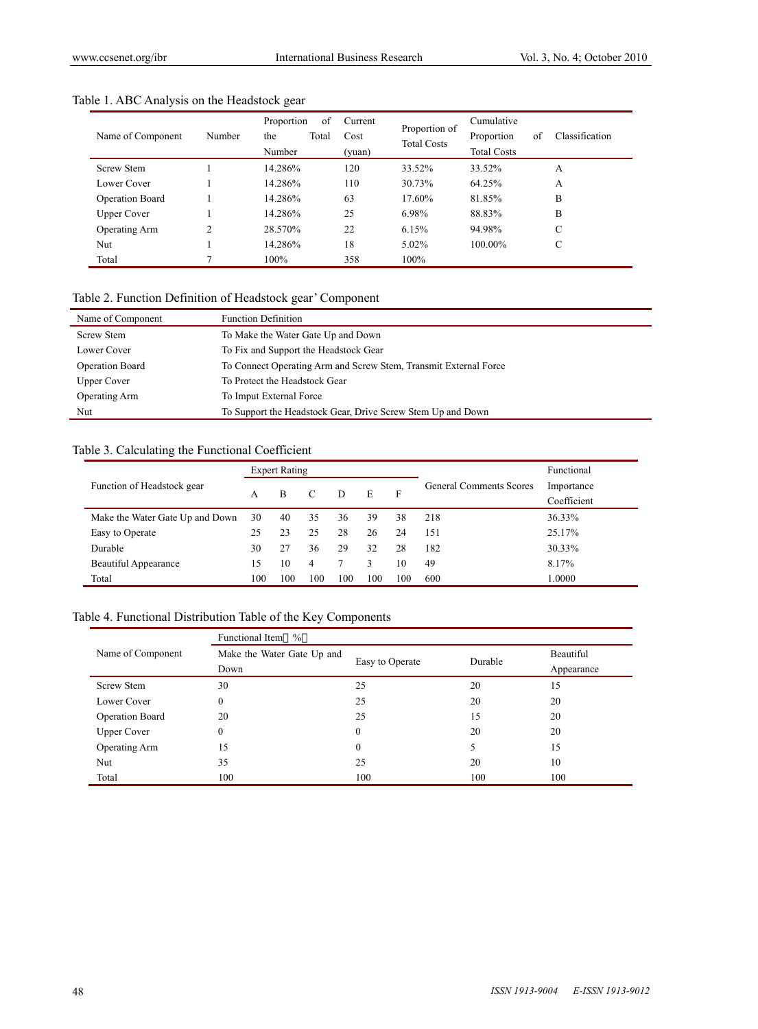Table 1. ABC Analysis on the Headstock gear

| Name of Component | Number | Proportion of the Total Number | Current Cost (yuan) | Proportion of Total Costs | Cumulative Proportion of Total Costs | Classification |
|---|---|---|---|---|---|---|
| Screw Stem | 1 | 14.286% | 120 | 33.52% | 33.52% | A |
| Lower Cover | 1 | 14.286% | 110 | 30.73% | 64.25% | A |
| Operation Board | 1 | 14.286% | 63 | 17.60% | 81.85% | B |
| Upper Cover | 1 | 14.286% | 25 | 6.98% | 88.83% | B |
| Operating Arm | 2 | 28.570% | 22 | 6.15% | 94.98% | C |
| Nut | 1 | 14.286% | 18 | 5.02% | 100.00% | C |
| Total | 7 | 100% | 358 | 100% | | |

Table 2. Function Definition of Headstock gear' Component

| Name of Component | Function Definition |
|---|---|
| Screw Stem | To Make the Water Gate Up and Down |
| Lower Cover | To Fix and Support the Headstock Gear |
| Operation Board | To Connect Operating Arm and Screw Stem, Transmit External Force |
| Upper Cover | To Protect the Headstock Gear |
| Operating Arm | To Imput External Force |
| Nut | To Support the Headstock Gear, Drive Screw Stem Up and Down |

Table 3. Calculating the Functional Coefficient

| Function of Headstock gear | Expert Rating | | | | | | General Comments Scores | Functional Importance Coefficient |
|---|---|---|---|---|---|---|---|---|
| | A | B | C | D | E | F | | |
| Make the Water Gate Up and Down | 30 | 40 | 35 | 36 | 39 | 38 | 218 | 36.33% |
| Easy to Operate | 25 | 23 | 25 | 28 | 26 | 24 | 151 | 25.17% |
| Durable | 30 | 27 | 36 | 29 | 32 | 28 | 182 | 30.33% |
| Beautiful Appearance | 15 | 10 | 4 | 7 | 3 | 10 | 49 | 8.17% |
| Total | 100 | 100 | 100 | 100 | 100 | 100 | 600 | 1.0000 |

Table 4. Functional Distribution Table of the Key Components

| Name of Component | Functional Item（%） | | | |
|---|---|---|---|---|
| | Make the Water Gate Up and Down | Easy to Operate | Durable | Beautiful Appearance |
| Screw Stem | 30 | 25 | 20 | 15 |
| Lower Cover | 0 | 25 | 20 | 20 |
| Operation Board | 20 | 25 | 15 | 20 |
| Upper Cover | 0 | 0 | 20 | 20 |
| Operating Arm | 15 | 0 | 5 | 15 |
| Nut | 35 | 25 | 20 | 10 |
| Total | 100 | 100 | 100 | 100 |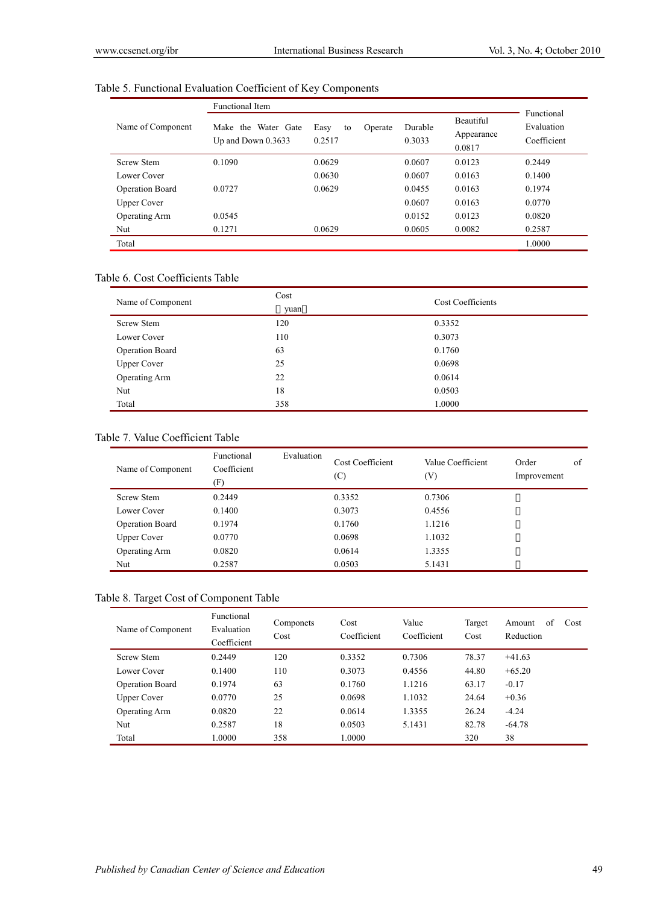Table 5. Functional Evaluation Coefficient of Key Components

| Name of Component | Functional Item | | | | Functional Evaluation Coefficient |
|---|---|---|---|---|---|
| | Make the Water Gate Up and Down 0.3633 | Easy to Operate 0.2517 | Durable 0.3033 | Beautiful Appearance 0.0817 | |
| Screw Stem | 0.1090 | 0.0629 | 0.0607 | 0.0123 | 0.2449 |
| Lower Cover | | 0.0630 | 0.0607 | 0.0163 | 0.1400 |
| Operation Board | 0.0727 | 0.0629 | 0.0455 | 0.0163 | 0.1974 |
| Upper Cover | | | 0.0607 | 0.0163 | 0.0770 |
| Operating Arm | 0.0545 | | 0.0152 | 0.0123 | 0.0820 |
| Nut | 0.1271 | 0.0629 | 0.0605 | 0.0082 | 0.2587 |
| Total | | | | | 1.0000 |

Table 6. Cost Coefficients Table

| Name of Component | Cost (yuan) | Cost Coefficients |
|---|---|---|
| Screw Stem | 120 | 0.3352 |
| Lower Cover | 110 | 0.3073 |
| Operation Board | 63 | 0.1760 |
| Upper Cover | 25 | 0.0698 |
| Operating Arm | 22 | 0.0614 |
| Nut | 18 | 0.0503 |
| Total | 358 | 1.0000 |

Table 7. Value Coefficient Table

| Name of Component | Functional Evaluation Coefficient (F) | Cost Coefficient (C) | Value Coefficient (V) | Order of Improvement |
|---|---|---|---|---|
| Screw Stem | 0.2449 | 0.3352 | 0.7306 | |
| Lower Cover | 0.1400 | 0.3073 | 0.4556 | |
| Operation Board | 0.1974 | 0.1760 | 1.1216 | |
| Upper Cover | 0.0770 | 0.0698 | 1.1032 | |
| Operating Arm | 0.0820 | 0.0614 | 1.3355 | |
| Nut | 0.2587 | 0.0503 | 5.1431 | |

Table 8. Target Cost of Component Table

| Name of Component | Functional Evaluation Coefficient | Componets Cost | Cost Coefficient | Value Coefficient | Target Cost | Amount of Cost Reduction |
|---|---|---|---|---|---|---|
| Screw Stem | 0.2449 | 120 | 0.3352 | 0.7306 | 78.37 | +41.63 |
| Lower Cover | 0.1400 | 110 | 0.3073 | 0.4556 | 44.80 | +65.20 |
| Operation Board | 0.1974 | 63 | 0.1760 | 1.1216 | 63.17 | -0.17 |
| Upper Cover | 0.0770 | 25 | 0.0698 | 1.1032 | 24.64 | +0.36 |
| Operating Arm | 0.0820 | 22 | 0.0614 | 1.3355 | 26.24 | -4.24 |
| Nut | 0.2587 | 18 | 0.0503 | 5.1431 | 82.78 | -64.78 |
| Total | 1.0000 | 358 | 1.0000 | | 320 | 38 |